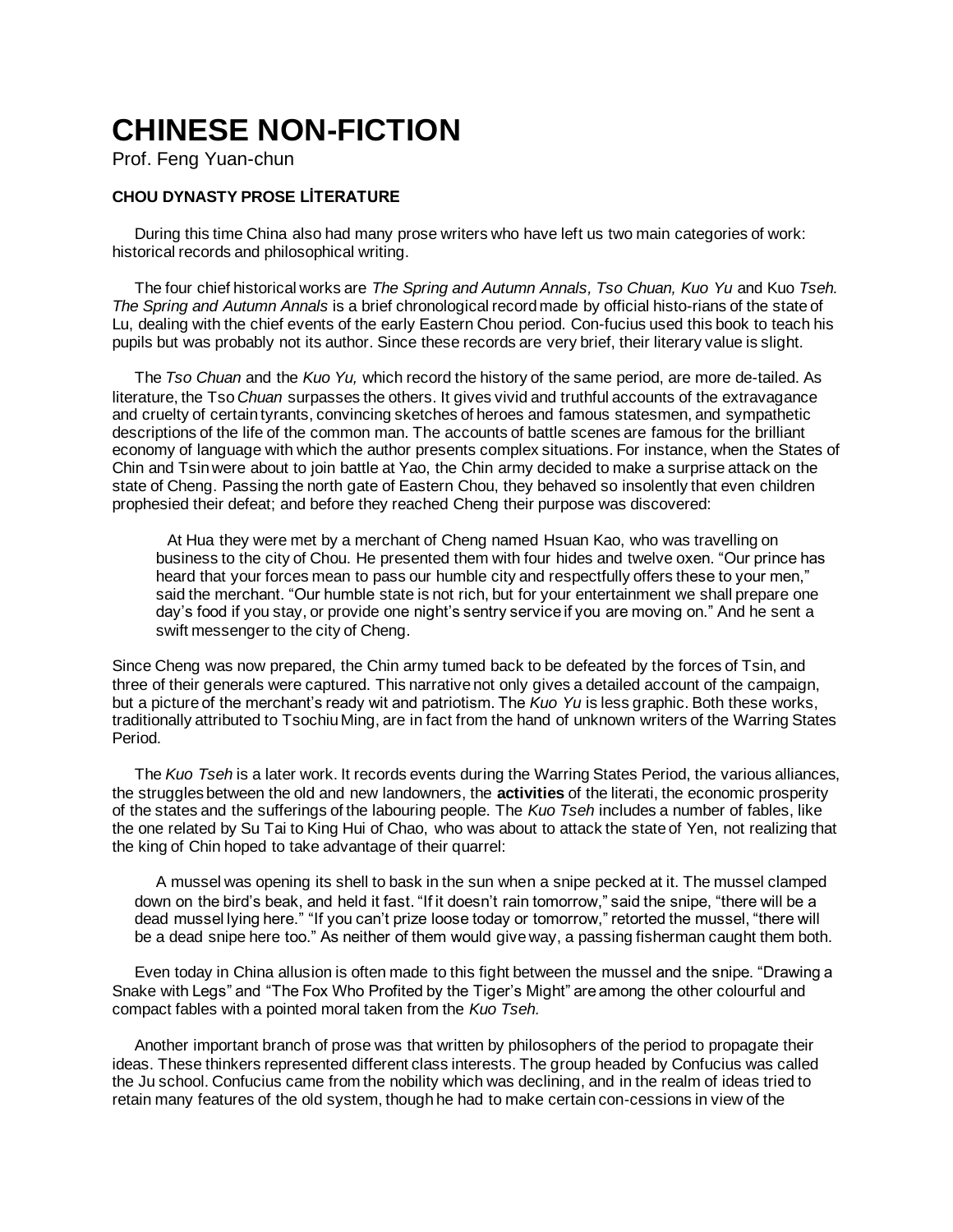# CHINESE NON-FICTION

Prof. Feng Yuan-chun

### CHOU DYNASTY PROSE LİTERATURE

During this time China also had many prose writers who have left us two main categories of work: historical records and philosophical writing.

The four chief historical works are *The Spring and Autumn Annals, Tso Chuan, Kuo Yu* and Kuo *Tseh. The Spring and Autumn Annals* is a brief chronological record made by official histo-rians of the state of Lu, dealing with the chief events of the early Eastern Chou period. Con-fucius used this book to teach his pupils but was probably not its author. Since these records are very brief, their literary value is slight.

The *Tso Chuan* and the *Kuo Yu,* which record the history of the same period, are more de-tailed. As literature, the Tso *Chuan* surpasses the others. It gives vivid and truthful accounts of the extravagance and cruelty of certain tyrants, convincing sketches of heroes and famous statesmen, and sympathetic descriptions of the life of the common man. The accounts of battle scenes are famous for the brilliant economy of language with which the author presents complex situations. For instance, when the States of Chin and Tsin were about to join battle at Yao, the Chin army decided to make a surprise attack on the state of Cheng. Passing the north gate of Eastern Chou, they behaved so insolently that even children prophesied their defeat; and before they reached Cheng their purpose was discovered:

> At Hua they were met by a merchant of Cheng named Hsuan Kao, who was travelling on business to the city of Chou. He presented them with four hides and twelve oxen. "Our prince has heard that your forces mean to pass our humble city and respectfully offers these to your men," said the merchant. "Our humble state is not rich, but for your entertainment we shall prepare one day's food if you stay, or provide one night's sentry service if you are moving on." And he sent a swift messenger to the city of Cheng.

Since Cheng was now prepared, the Chin army tumed back to be defeated by the forces of Tsin, and three of their generals were captured. This narrative not only gives a detailed account of the campaign, but a picture of the merchant's ready wit and patriotism. The *Kuo Yu* is less graphic. Both these works, traditionally attributed to Tsochiu Ming, are in fact from the hand of unknown writers of the Warring States Period.

The *Kuo Tseh* is a later work. It records events during the Warring States Period, the various alliances, the struggles between the old and new landowners, the **activities** of the literati, the economic prosperity of the states and the sufferings of the labouring people. The *Kuo Tseh* includes a number of fables, like the one related by Su Tai to King Hui of Chao, who was about to attack the state of Yen, not realizing that the king of Chin hoped to take advantage of their quarrel:

> A mussel was opening its shell to bask in the sun when a snipe pecked at it. The mussel clamped down on the bird's beak, and held it fast. "If it doesn't rain tomorrow," said the snipe, "there will be a dead mussel lying here." "If you can't prize loose today or tomorrow," retorted the mussel, "there will be a dead snipe here too." As neither of them would give way, a passing fisherman caught them both.

Even today in China allusion is often made to this fight between the mussel and the snipe. "Drawing a Snake with Legs" and "The Fox Who Profited by the Tiger's Might" are among the other colourful and compact fables with a pointed moral taken from the *Kuo Tseh.*

Another important branch of prose was that written by philosophers of the period to propagate their ideas. These thinkers represented different class interests. The group headed by Confucius was called the Ju school. Confucius came from the nobility which was declining, and in the realm of ideas tried to retain many features of the old system, though he had to make certain con-cessions in view of the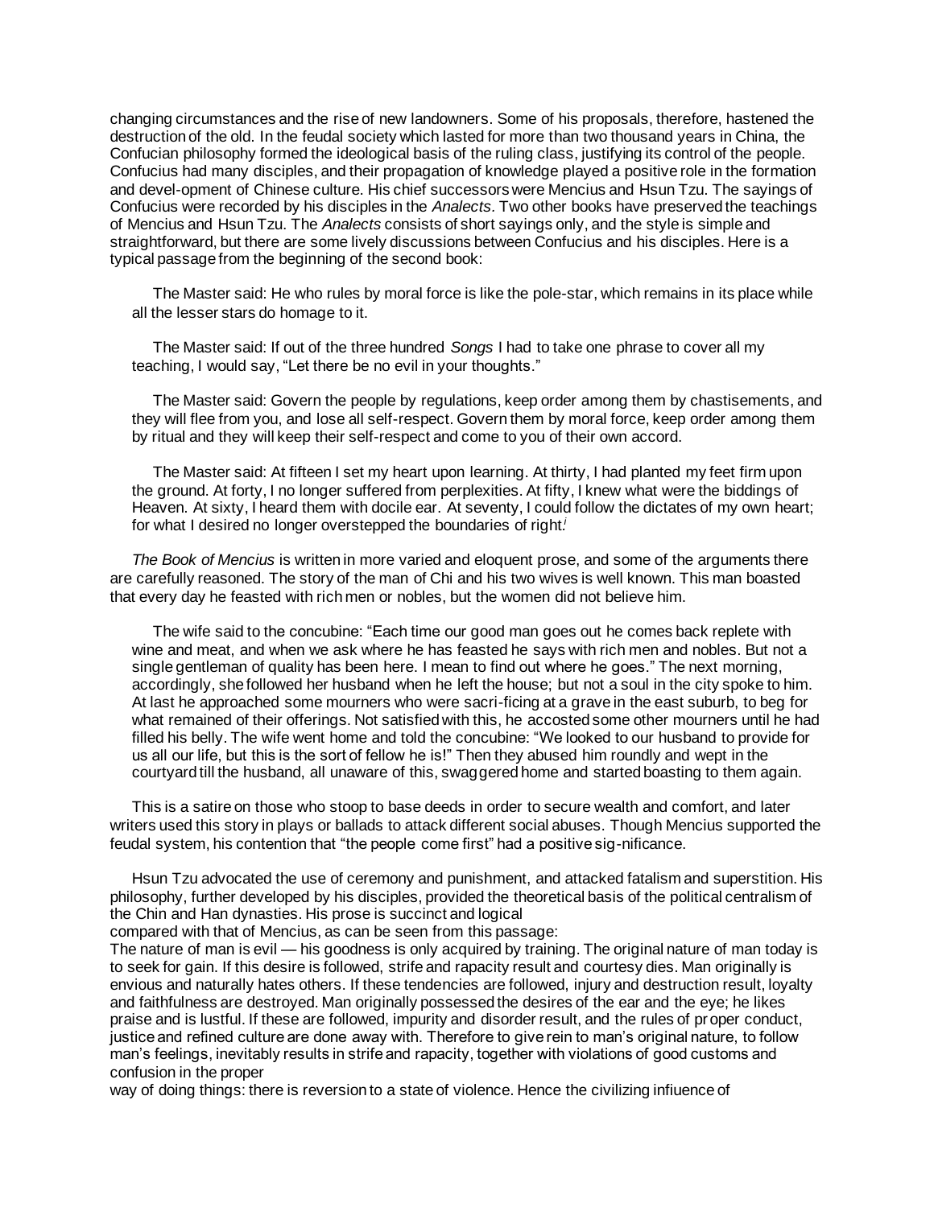changing circumstances and the rise of new landowners. Some of his proposals, therefore, hastened the destruction of the old. In the feudal society which lasted for more than two thousand years in China, the Confucian philosophy formed the ideological basis of the ruling class, justifying its control of the people. Confucius had many disciples, and their propagation of knowledge played a positive role in the formation and devel-opment of Chinese culture. His chief successors were Mencius and Hsun Tzu. The sayings of Confucius were recorded by his disciples in the *Analects*. Two other books have preserved the teachings of Mencius and Hsun Tzu. The *Analects* consists of short sayings only, and the style is simple and straightforward, but there are some lively discussions between Confucius and his disciples. Here is a typical passage from the beginning of the second book:

> The Master said: He who rules by moral force is like the pole-star, which remains in its place while all the lesser stars do homage to it.
>
> The Master said: If out of the three hundred *Songs* I had to take one phrase to cover all my teaching, I would say, "Let there be no evil in your thoughts."
>
> The Master said: Govern the people by regulations, keep order among them by chastisements, and they will flee from you, and lose all self-respect. Govern them by moral force, keep order among them by ritual and they will keep their self-respect and come to you of their own accord.
>
> The Master said: At fifteen I set my heart upon learning. At thirty, I had planted my feet firm upon the ground. At forty, I no longer suffered from perplexities. At fifty, I knew what were the biddings of Heaven. At sixty, I heard them with docile ear. At seventy, I could follow the dictates of my own heart; for what I desired no longer overstepped the boundaries of right.[i]

*The Book of Mencius* is written in more varied and eloquent prose, and some of the arguments there are carefully reasoned. The story of the man of Chi and his two wives is well known. This man boasted that every day he feasted with rich men or nobles, but the women did not believe him.

> The wife said to the concubine: "Each time our good man goes out he comes back replete with wine and meat, and when we ask where he has feasted he says with rich men and nobles. But not a single gentleman of quality has been here. I mean to find out where he goes." The next morning, accordingly, she followed her husband when he left the house; but not a soul in the city spoke to him. At last he approached some mourners who were sacri-ficing at a grave in the east suburb, to beg for what remained of their offerings. Not satisfied with this, he accosted some other mourners until he had filled his belly. The wife went home and told the concubine: "We looked to our husband to provide for us all our life, but this is the sort of fellow he is!" Then they abused him roundly and wept in the courtyard till the husband, all unaware of this, swaggered home and started boasting to them again.

This is a satire on those who stoop to base deeds in order to secure wealth and comfort, and later writers used this story in plays or ballads to attack different social abuses. Though Mencius supported the feudal system, his contention that "the people come first" had a positive sig-nificance.

Hsun Tzu advocated the use of ceremony and punishment, and attacked fatalism and superstition. His philosophy, further developed by his disciples, provided the theoretical basis of the political centralism of the Chin and Han dynasties. His prose is succinct and logical compared with that of Mencius, as can be seen from this passage:

The nature of man is evil — his goodness is only acquired by training. The original nature of man today is to seek for gain. If this desire is followed, strife and rapacity result and courtesy dies. Man originally is envious and naturally hates others. If these tendencies are followed, injury and destruction result, loyalty and faithfulness are destroyed. Man originally possessed the desires of the ear and the eye; he likes praise and is lustful. If these are followed, impurity and disorder result, and the rules of proper conduct, justice and refined culture are done away with. Therefore to give rein to man's original nature, to follow man's feelings, inevitably results in strife and rapacity, together with violations of good customs and confusion in the proper way of doing things: there is reversion to a state of violence. Hence the civilizing infiuence of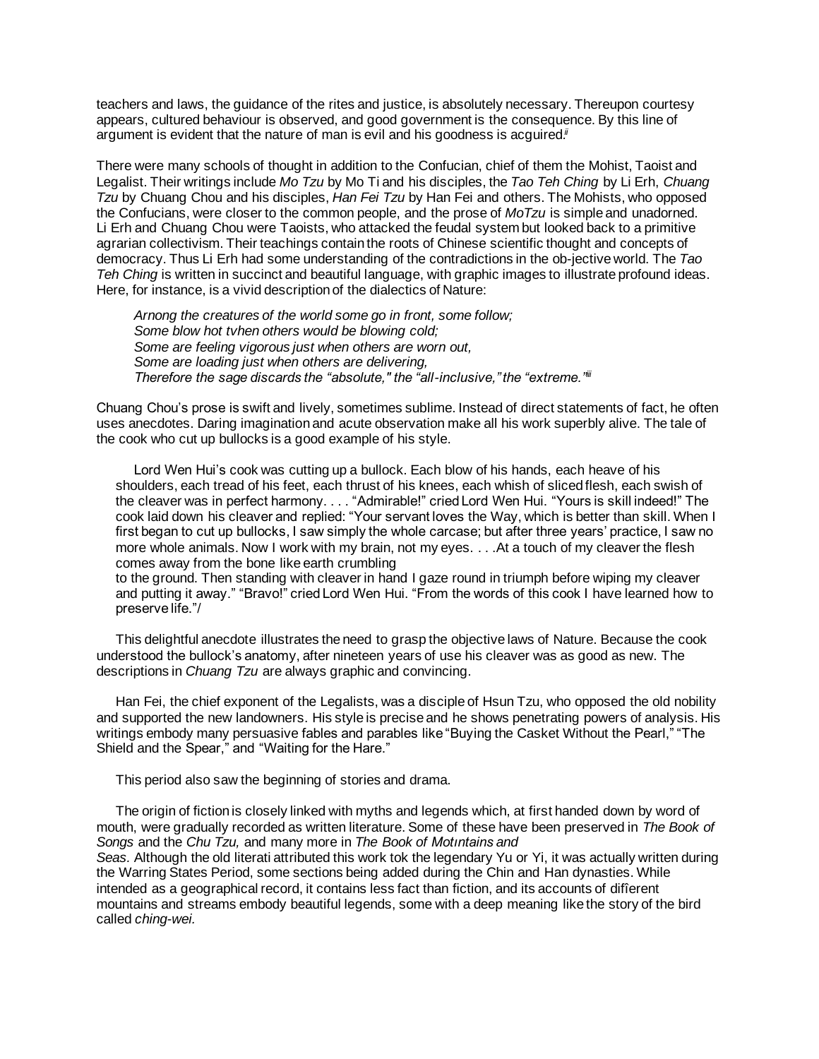teachers and laws, the guidance of the rites and justice, is absolutely necessary. Thereupon courtesy appears, cultured behaviour is observed, and good government is the consequence. By this line of argument is evident that the nature of man is evil and his goodness is acguired.[ii]

There were many schools of thought in addition to the Confucian, chief of them the Mohist, Taoist and Legalist. Their writings include *Mo Tzu* by Mo Ti and his disciples, the *Tao Teh Ching* by Li Erh, *Chuang Tzu* by Chuang Chou and his disciples, *Han Fei Tzu* by Han Fei and others. The Mohists, who opposed the Confucians, were closer to the common people, and the prose of *MoTzu* is simple and unadorned. Li Erh and Chuang Chou were Taoists, who attacked the feudal system but looked back to a primitive agrarian collectivism. Their teachings contain the roots of Chinese scientific thought and concepts of democracy. Thus Li Erh had some understanding of the contradictions in the ob-jective world. The *Tao Teh Ching* is written in succinct and beautiful language, with graphic images to illustrate profound ideas. Here, for instance, is a vivid description of the dialectics of Nature:

> *Arnong the creatures of the world some go in front, some follow;*
> *Some blow hot tvhen others would be blowing cold;*
> *Some are feeling vigorous just when others are worn out,*
> *Some are loading just when others are delivering,*
> *Therefore the sage discards the "absolute," the "all-inclusive," the "extreme."*[iii]

Chuang Chou's prose is swift and lively, sometimes sublime. Instead of direct statements of fact, he often uses anecdotes. Daring imagination and acute observation make all his work superbly alive. The tale of the cook who cut up bullocks is a good example of his style.

> Lord Wen Hui's cook was cutting up a bullock. Each blow of his hands, each heave of his shoulders, each tread of his feet, each thrust of his knees, each whish of sliced flesh, each swish of the cleaver was in perfect harmony. . . . "Admirable!" cried Lord Wen Hui. "Yours is skill indeed!" The cook laid down his cleaver and replied: "Your servant loves the Way, which is better than skill. When I first began to cut up bullocks, I saw simply the whole carcase; but after three years' practice, I saw no more whole animals. Now I work with my brain, not my eyes. . . .At a touch of my cleaver the flesh comes away from the bone like earth crumbling to the ground. Then standing with cleaver in hand I gaze round in triumph before wiping my cleaver and putting it away." "Bravo!" cried Lord Wen Hui. "From the words of this cook I have learned how to preserve life."/

This delightful anecdote illustrates the need to grasp the objective laws of Nature. Because the cook understood the bullock's anatomy, after nineteen years of use his cleaver was as good as new. The descriptions in *Chuang Tzu* are always graphic and convincing.

Han Fei, the chief exponent of the Legalists, was a disciple of Hsun Tzu, who opposed the old nobility and supported the new landowners. His style is precise and he shows penetrating powers of analysis. His writings embody many persuasive fables and parables like "Buying the Casket Without the Pearl," "The Shield and the Spear," and "Waiting for the Hare."

This period also saw the beginning of stories and drama.

The origin of fiction is closely linked with myths and legends which, at first handed down by word of mouth, were gradually recorded as written literature. Some of these have been preserved in *The Book of Songs* and the *Chu Tzu,* and many more in *The Book of Motıntains and Seas.* Although the old literati attributed this work tok the legendary Yu or Yi, it was actually written during the Warring States Period, some sections being added during the Chin and Han dynasties. While intended as a geographical record, it contains less fact than fiction, and its accounts of difîerent mountains and streams embody beautiful legends, some with a deep meaning like the story of the bird called *ching-wei.*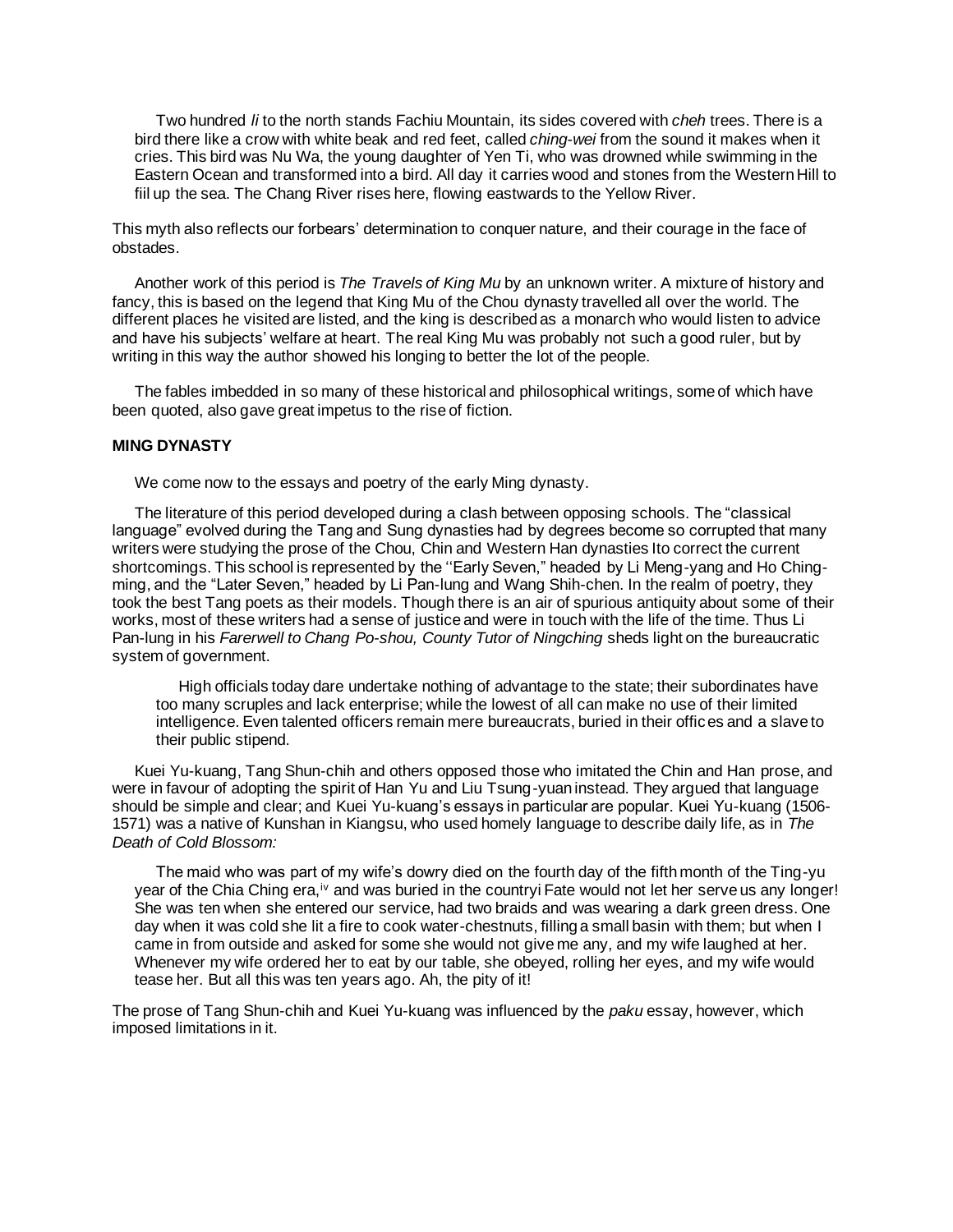Two hundred *li* to the north stands Fachiu Mountain, its sides covered with *cheh* trees. There is a bird there like a crow with white beak and red feet, called *ching-wei* from the sound it makes when it cries. This bird was Nu Wa, the young daughter of Yen Ti, who was drowned while swimming in the Eastern Ocean and transformed into a bird. All day it carries wood and stones from the Western Hill to fiil up the sea. The Chang River rises here, flowing eastwards to the Yellow River.

This myth also reflects our forbears' determination to conquer nature, and their courage in the face of obstades.

Another work of this period is *The Travels of King Mu* by an unknown writer. A mixture of history and fancy, this is based on the legend that King Mu of the Chou dynasty travelled all over the world. The different places he visited are listed, and the king is described as a monarch who would listen to advice and have his subjects' welfare at heart. The real King Mu was probably not such a good ruler, but by writing in this way the author showed his longing to better the lot of the people.

The fables imbedded in so many of these historical and philosophical writings, some of which have been quoted, also gave great impetus to the rise of fiction.

**MING DYNASTY**

We come now to the essays and poetry of the early Ming dynasty.

The literature of this period developed during a clash between opposing schools. The "classical language" evolved during the Tang and Sung dynasties had by degrees become so corrupted that many writers were studying the prose of the Chou, Chin and Western Han dynasties Ito correct the current shortcomings. This school is represented by the ''Early Seven," headed by Li Meng-yang and Ho Ching-ming, and the "Later Seven," headed by Li Pan-lung and Wang Shih-chen. In the realm of poetry, they took the best Tang poets as their models. Though there is an air of spurious antiquity about some of their works, most of these writers had a sense of justice and were in touch with the life of the time. Thus Li Pan-lung in his *Farerwell to Chang Po-shou, County Tutor of Ningching* sheds light on the bureaucratic system of government.

> High officials today dare undertake nothing of advantage to the state; their subordinates have too many scruples and lack enterprise; while the lowest of all can make no use of their limited intelligence. Even talented officers remain mere bureaucrats, buried in their offices and a slave to their public stipend.

Kuei Yu-kuang, Tang Shun-chih and others opposed those who imitated the Chin and Han prose, and were in favour of adopting the spirit of Han Yu and Liu Tsung-yuan instead. They argued that language should be simple and clear; and Kuei Yu-kuang's essays in particular are popular. Kuei Yu-kuang (1506-1571) was a native of Kunshan in Kiangsu, who used homely language to describe daily life, as in *The Death of Cold Blossom:*

> The maid who was part of my wife's dowry died on the fourth day of the fifth month of the Ting-yu year of the Chia Ching era,[iv] and was buried in the countryi Fate would not let her serve us any longer! She was ten when she entered our service, had two braids and was wearing a dark green dress. One day when it was cold she lit a fire to cook water-chestnuts, filling a small basin with them; but when I came in from outside and asked for some she would not give me any, and my wife laughed at her. Whenever my wife ordered her to eat by our table, she obeyed, rolling her eyes, and my wife would tease her. But all this was ten years ago. Ah, the pity of it!

The prose of Tang Shun-chih and Kuei Yu-kuang was influenced by the *paku* essay, however, which imposed limitations in it.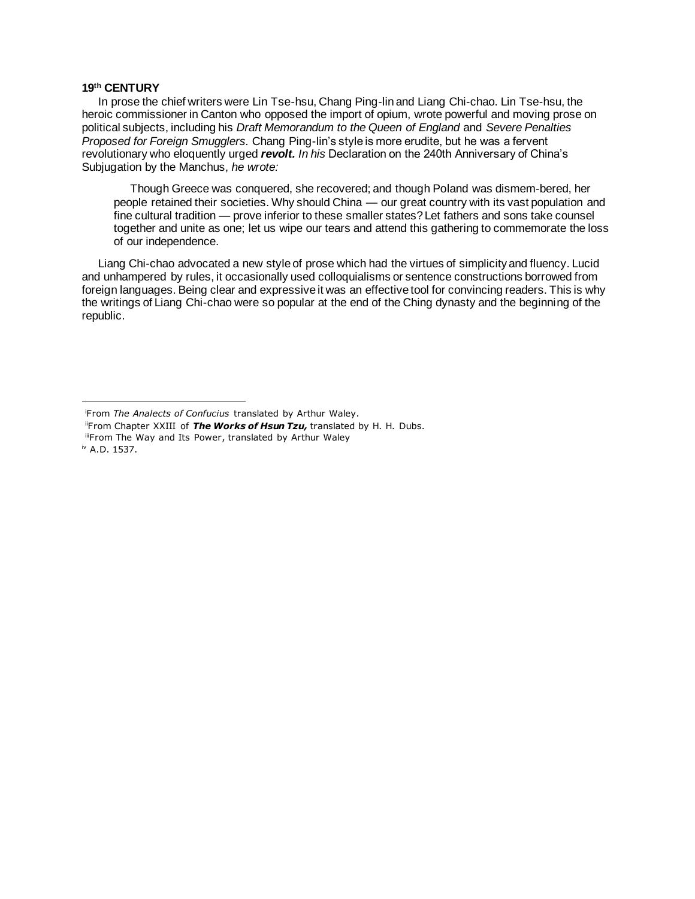**19th CENTURY**

In prose the chief writers were Lin Tse-hsu, Chang Ping-lin and Liang Chi-chao. Lin Tse-hsu, the heroic commissioner in Canton who opposed the import of opium, wrote powerful and moving prose on political subjects, including his *Draft Memorandum to the Queen of England* and *Severe Penalties Proposed for Foreign Smugglers.* Chang Ping-lin's style is more erudite, but he was a fervent revolutionary who eloquently urged ***revolt.*** *In his* Declaration on the 240th Anniversary of China's Subjugation by the Manchus, *he wrote:*

> Though Greece was conquered, she recovered; and though Poland was dismem-bered, her people retained their societies. Why should China — our great country with its vast population and fine cultural tradition — prove inferior to these smaller states? Let fathers and sons take counsel together and unite as one; let us wipe our tears and attend this gathering to commemorate the loss of our independence.

Liang Chi-chao advocated a new style of prose which had the virtues of simplicity and fluency. Lucid and unhampered by rules, it occasionally used colloquialisms or sentence constructions borrowed from foreign languages. Being clear and expressive it was an effective tool for convincing readers. This is why the writings of Liang Chi-chao were so popular at the end of the Ching dynasty and the beginning of the republic.

---

[i] From *The Analects of Confucius* translated by Arthur Waley.

[ii] From Chapter XXIII of ***The Works of Hsun Tzu,*** translated by H. H. Dubs.

[iii] From The Way and Its Power, translated by Arthur Waley

[iv] A.D. 1537.